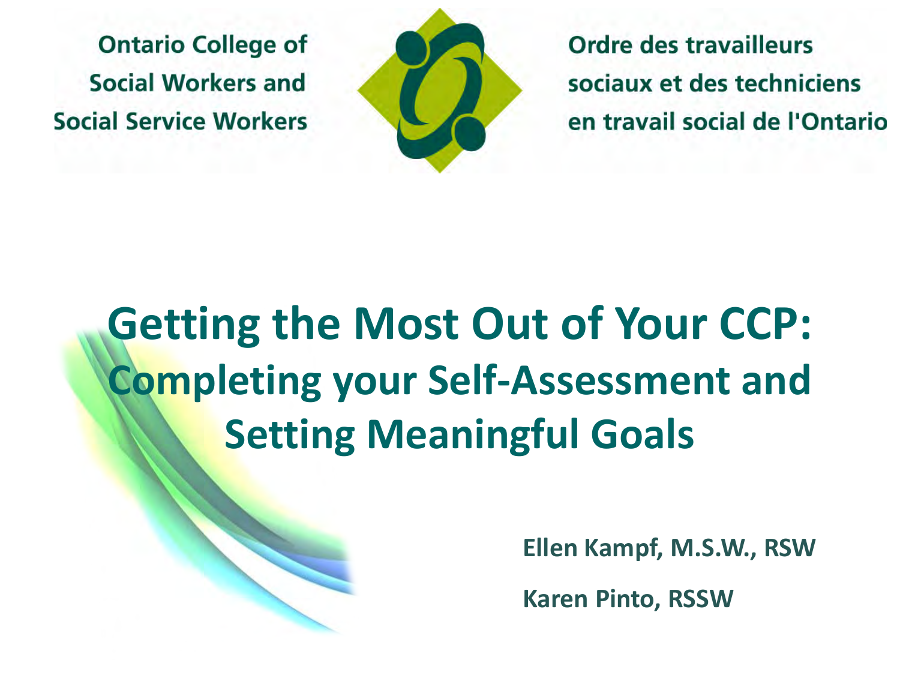Ontario College of Social Workers and Social Service Workers

Ordre des travailleurs sociaux et des techniciens en travail social de l'Ontario

# Getting the Most Out of Your CCP: Completing your Self-Assessment and Setting Meaningful Goals

**Ellen Kampf, M.S.W., RSW**

**Karen Pinto, RSSW**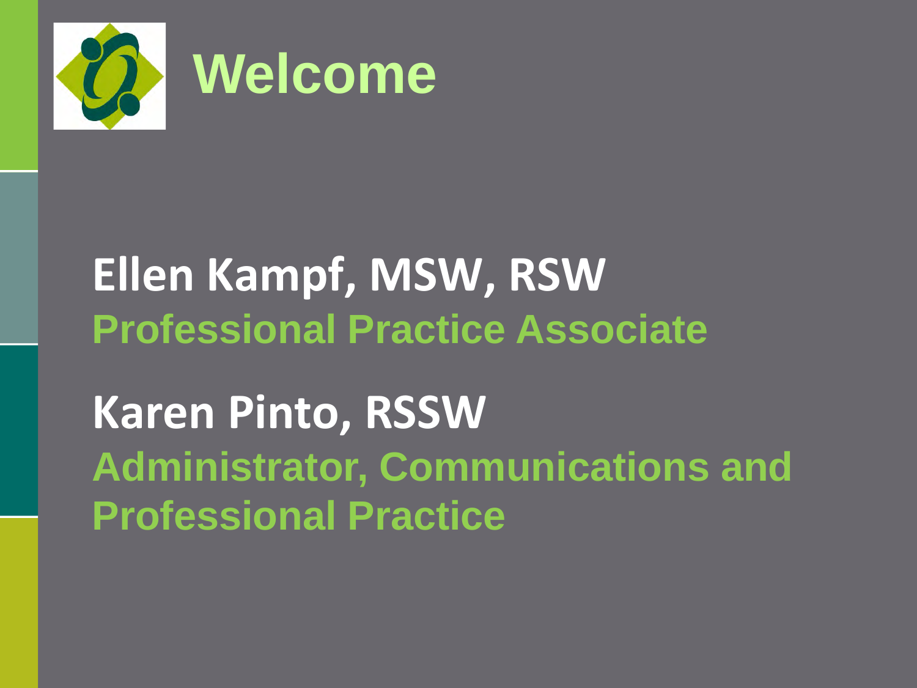# Welcome

**Ellen Kampf, MSW, RSW**

**Professional Practice Associate**

**Karen Pinto, RSSW**

**Administrator, Communications and Professional Practice**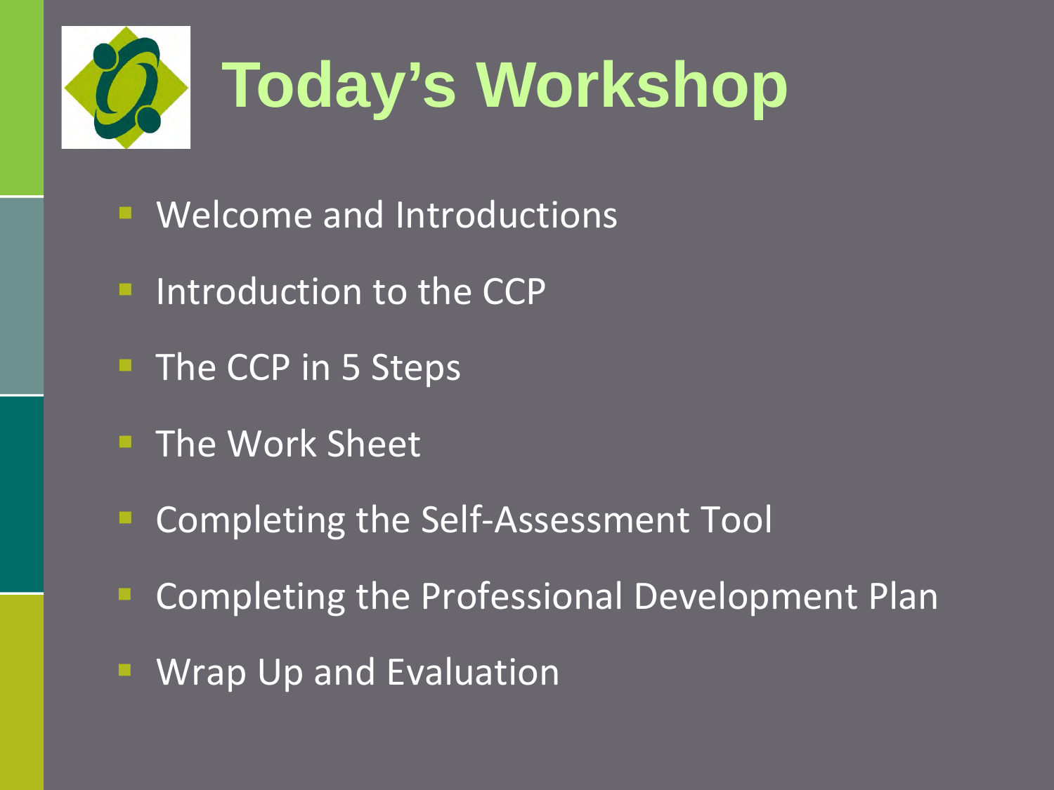# Today's Workshop

- Welcome and Introductions
- Introduction to the CCP
- The CCP in 5 Steps
- The Work Sheet
- Completing the Self-Assessment Tool
- Completing the Professional Development Plan
- Wrap Up and Evaluation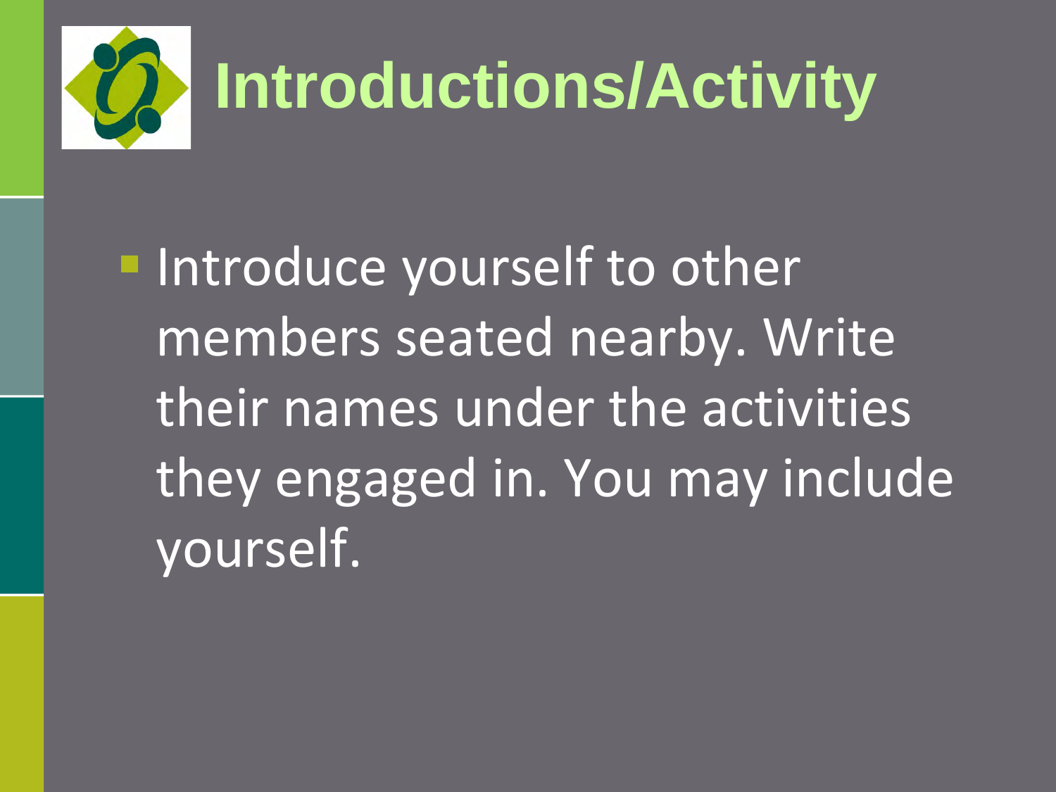# Introductions/Activity

- Introduce yourself to other members seated nearby. Write their names under the activities they engaged in. You may include yourself.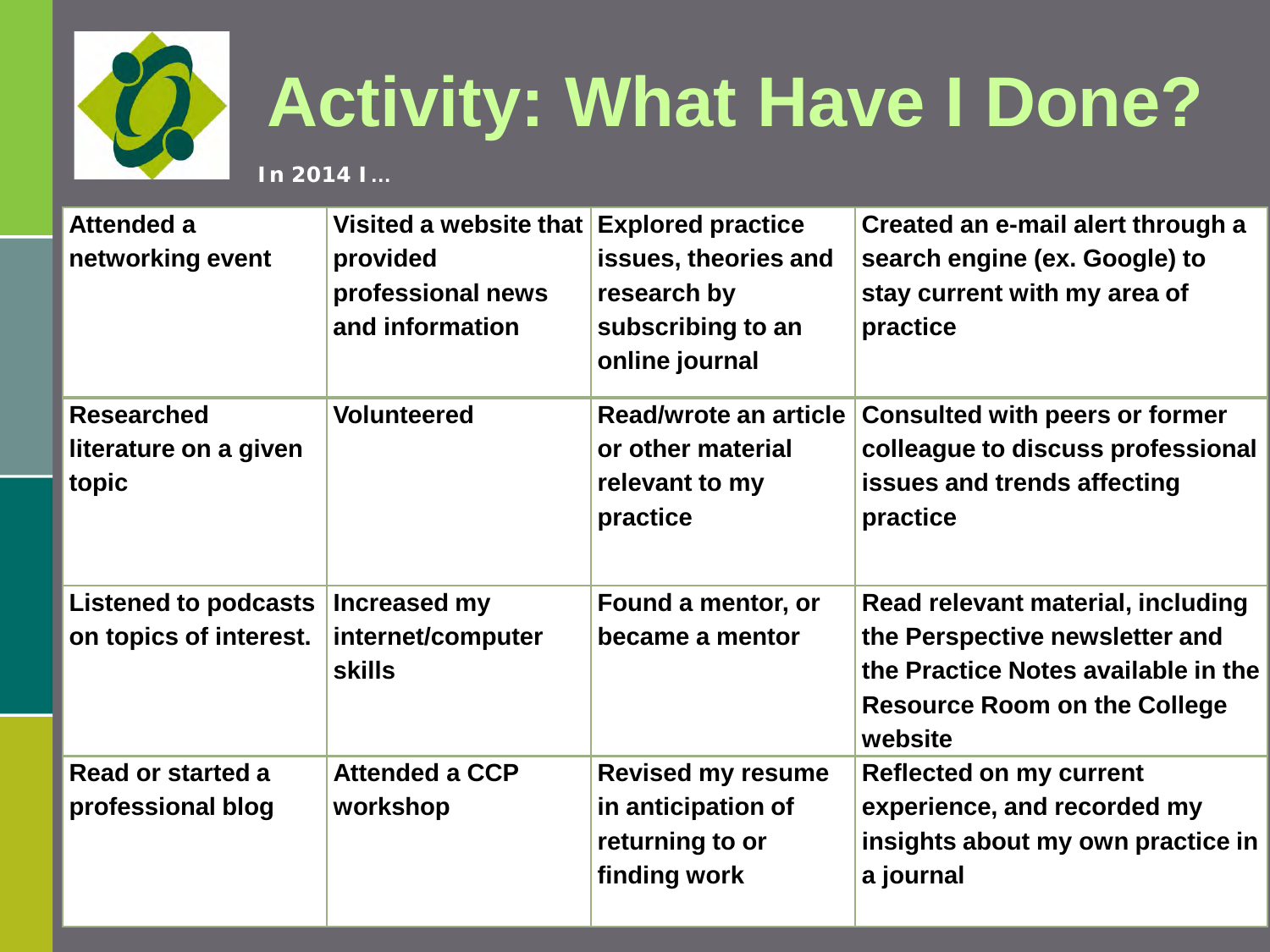# Activity: What Have I Done?

In 2014 I…

| Attended a networking event | Visited a website that provided professional news and information | Explored practice issues, theories and research by subscribing to an online journal | Created an e-mail alert through a search engine (ex. Google) to stay current with my area of practice |
|---|---|---|---|
| Researched literature on a given topic | Volunteered | Read/wrote an article or other material relevant to my practice | Consulted with peers or former colleague to discuss professional issues and trends affecting practice |
| Listened to podcasts on topics of interest. | Increased my internet/computer skills | Found a mentor, or became a mentor | Read relevant material, including the Perspective newsletter and the Practice Notes available in the Resource Room on the College website |
| Read or started a professional blog | Attended a CCP workshop | Revised my resume in anticipation of returning to or finding work | Reflected on my current experience, and recorded my insights about my own practice in a journal |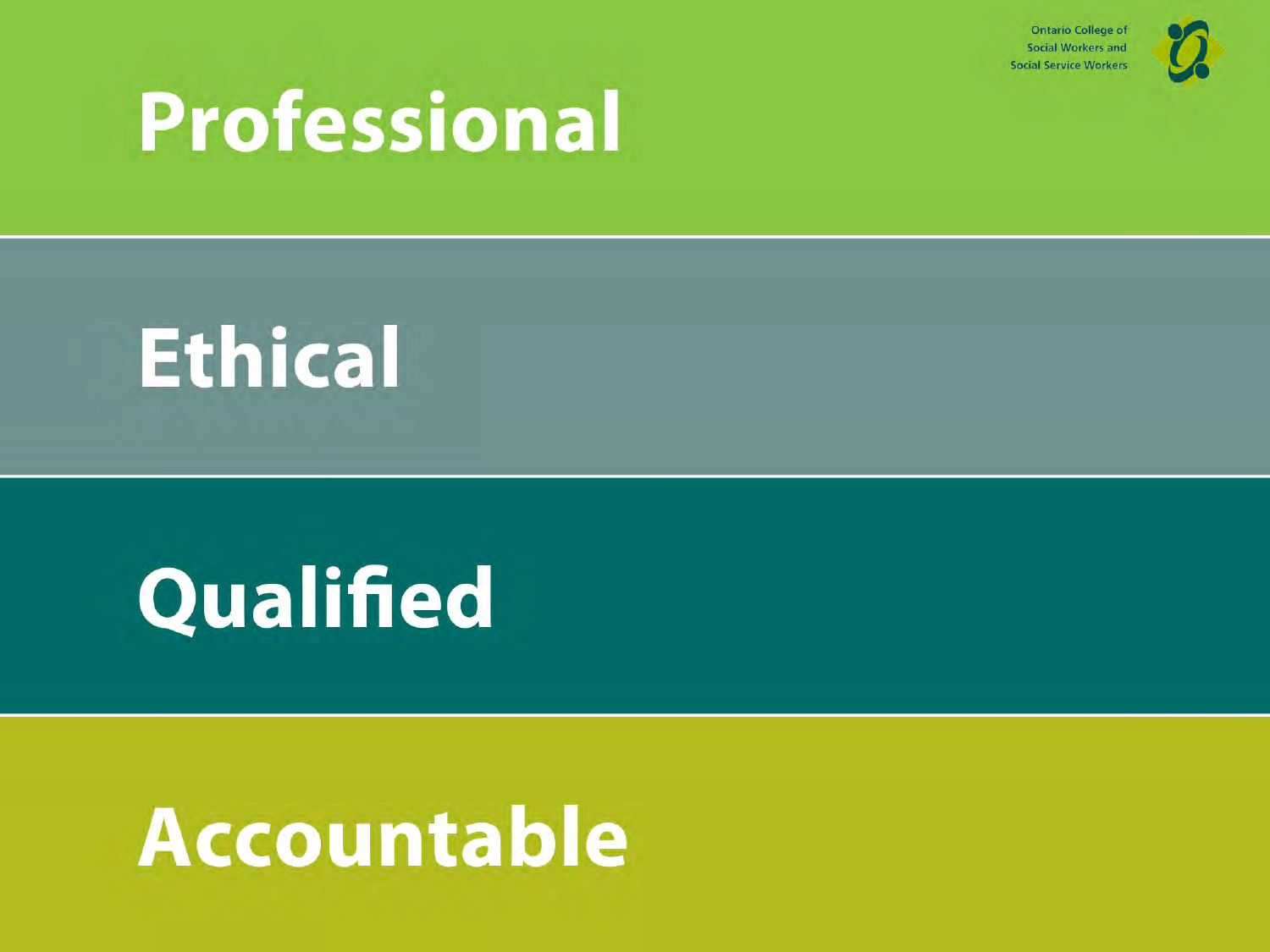Ontario College of Social Workers and Social Service Workers

# Professional

# Ethical

# Qualified

# Accountable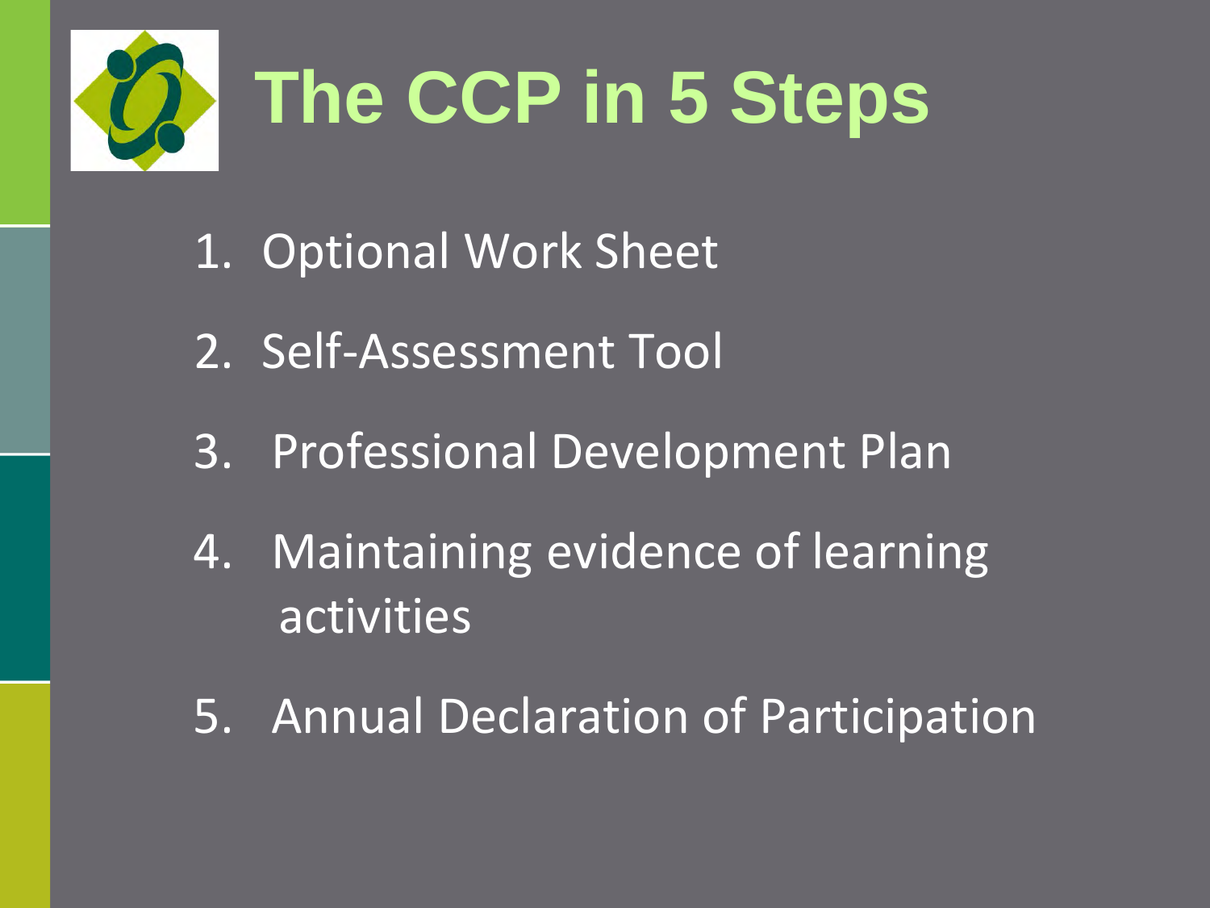# The CCP in 5 Steps

1. Optional Work Sheet
2. Self-Assessment Tool
3. Professional Development Plan
4. Maintaining evidence of learning activities
5. Annual Declaration of Participation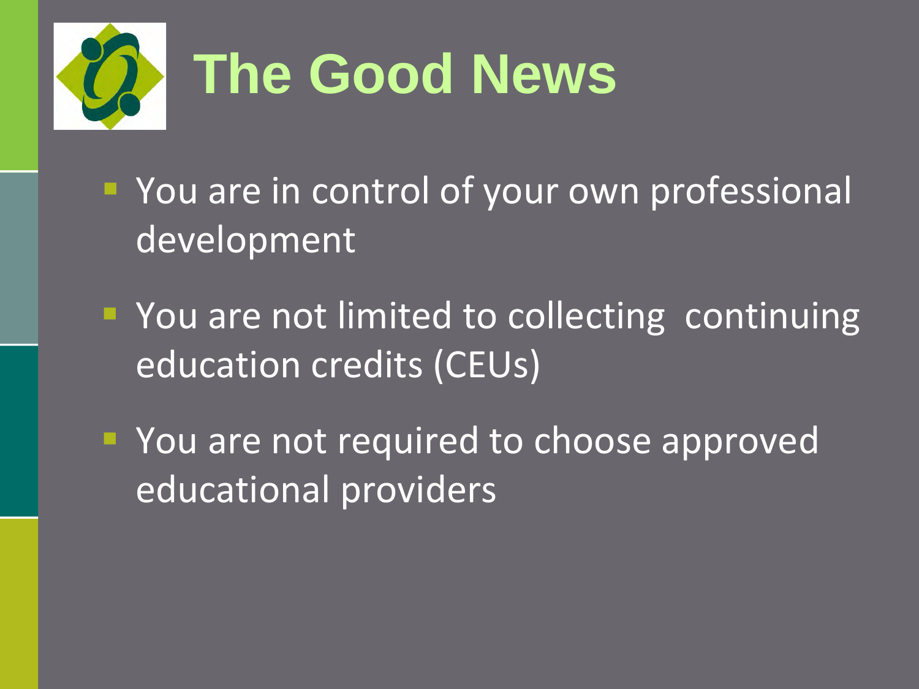# The Good News

- You are in control of your own professional development
- You are not limited to collecting continuing education credits (CEUs)
- You are not required to choose approved educational providers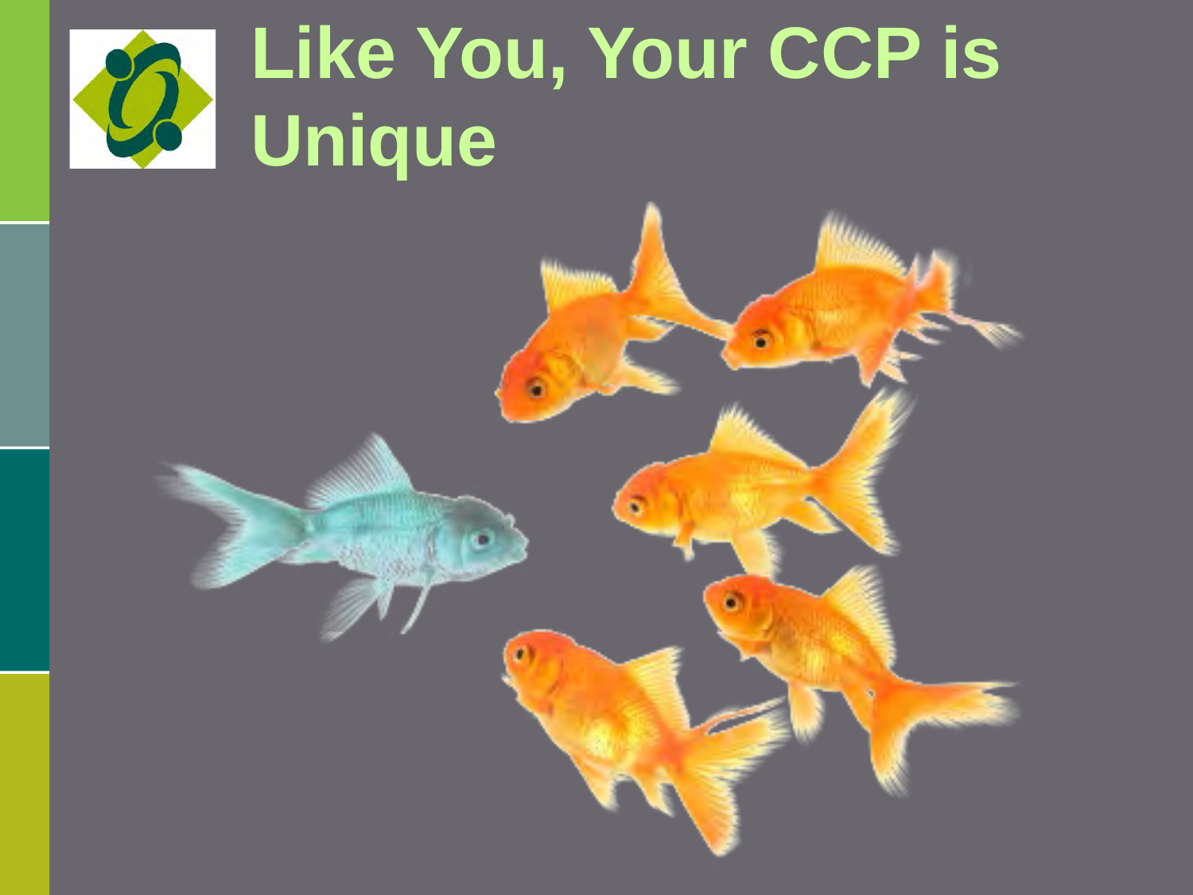# Like You, Your CCP is Unique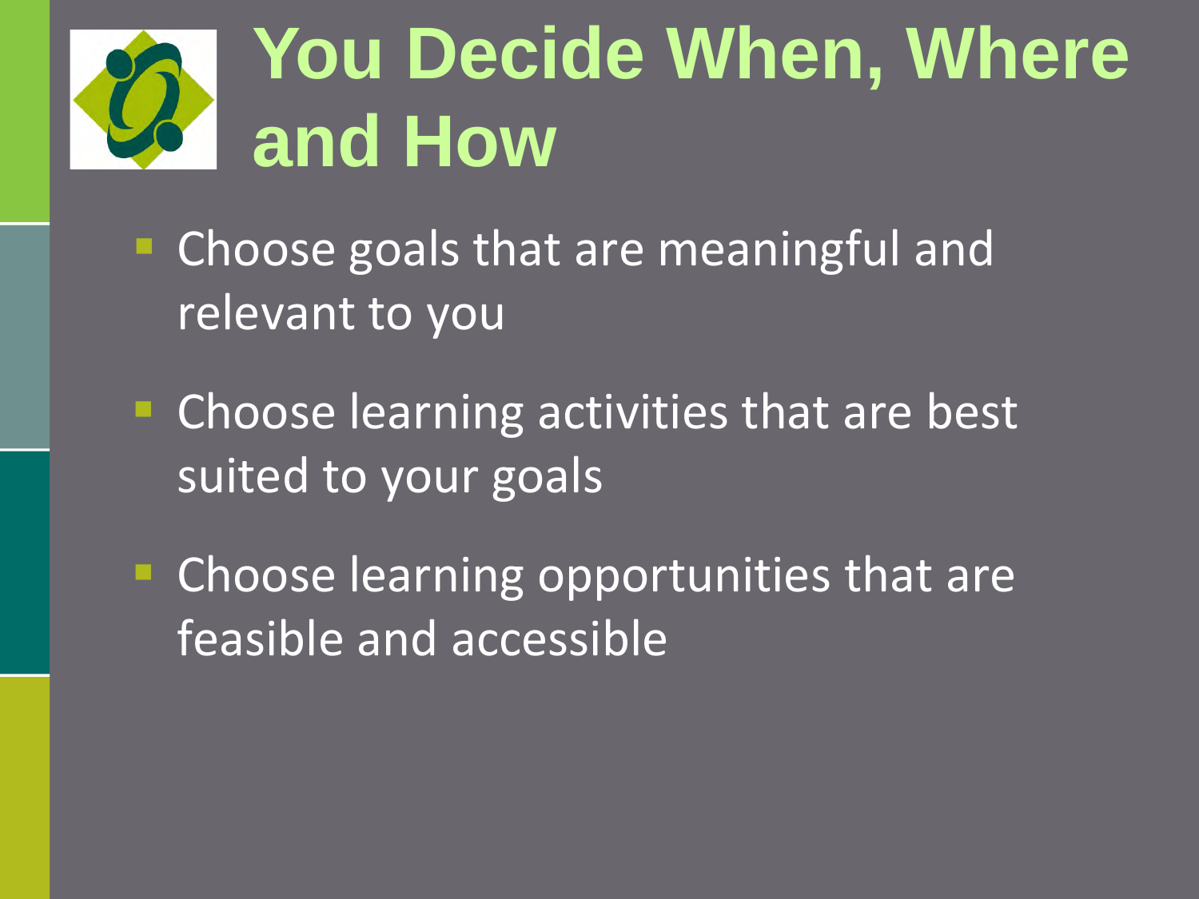# You Decide When, Where and How

- Choose goals that are meaningful and relevant to you
- Choose learning activities that are best suited to your goals
- Choose learning opportunities that are feasible and accessible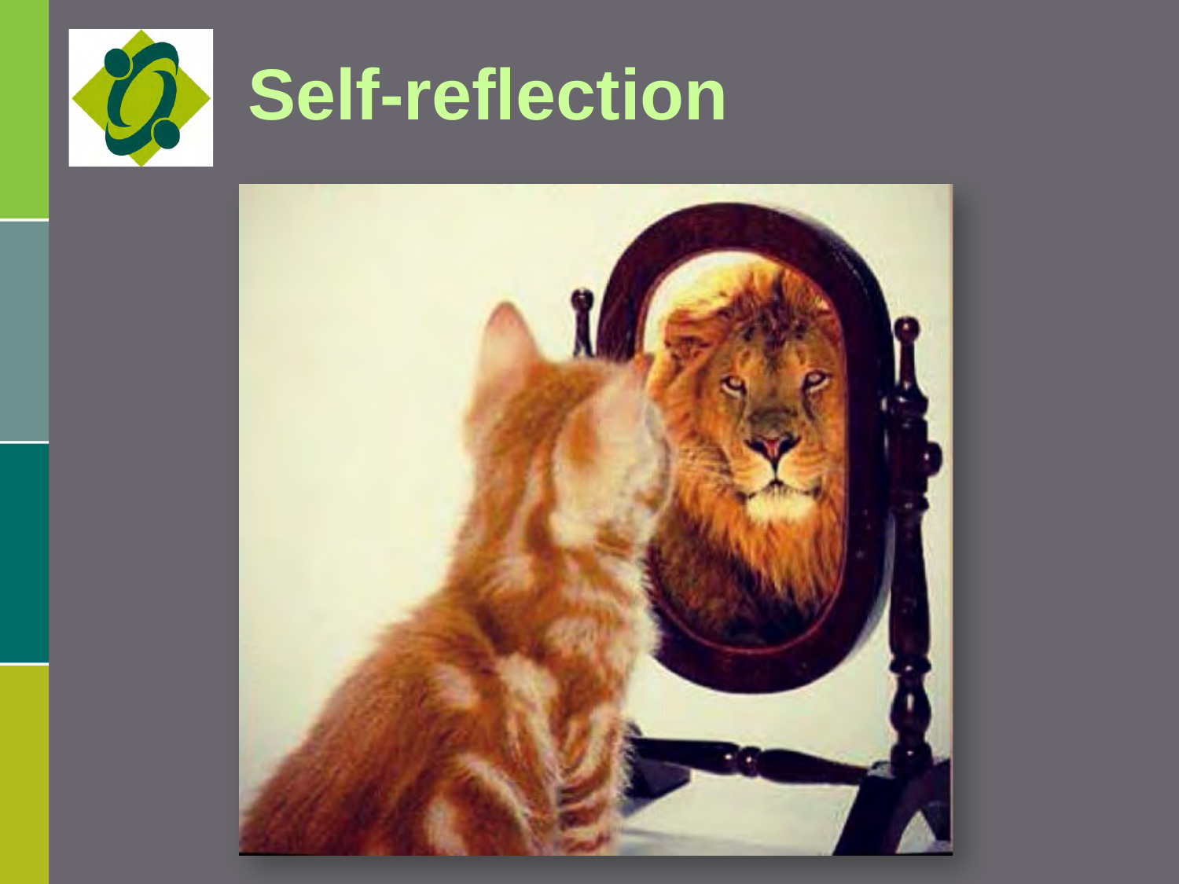# Self-reflection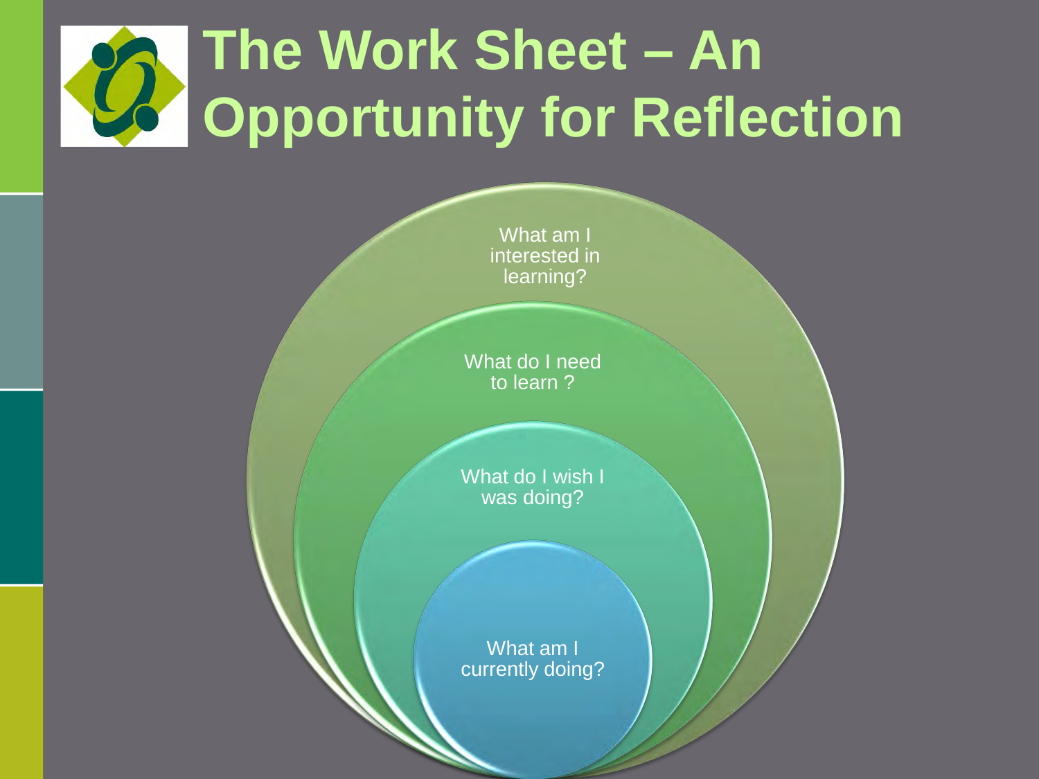# The Work Sheet – An Opportunity for Reflection

- What am I interested in learning?
- What do I need to learn ?
- What do I wish I was doing?
- What am I currently doing?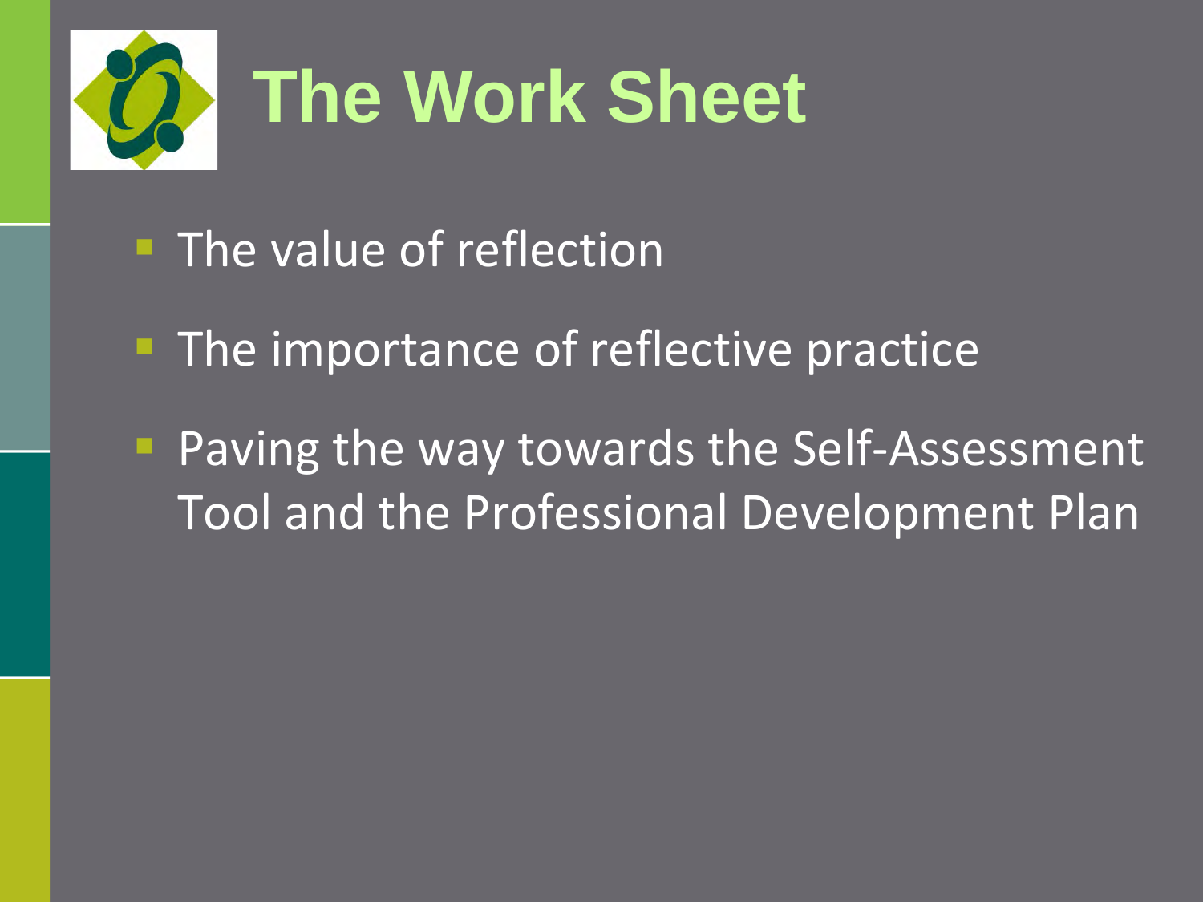# The Work Sheet

- The value of reflection
- The importance of reflective practice
- Paving the way towards the Self-Assessment Tool and the Professional Development Plan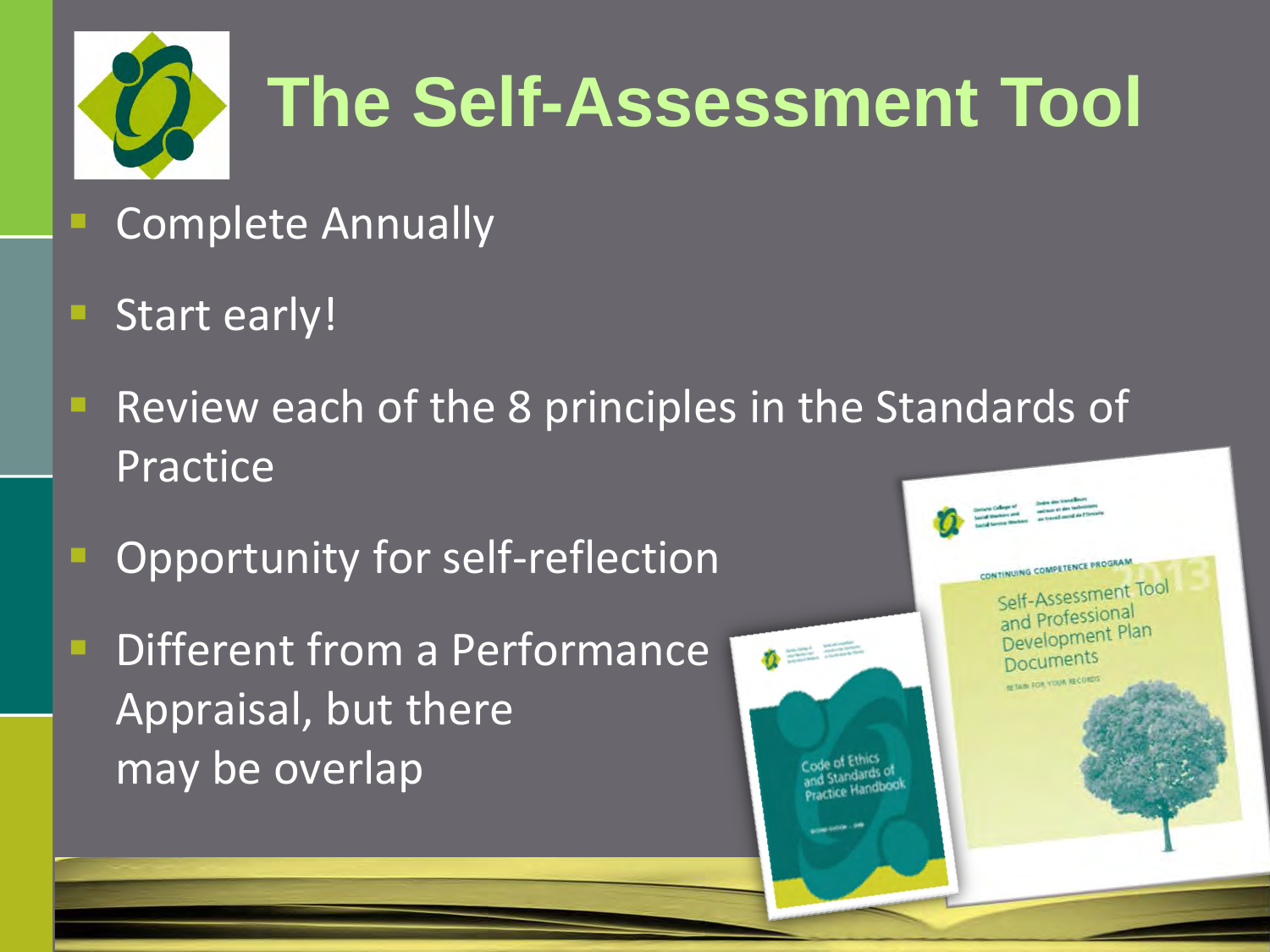# The Self-Assessment Tool

- Complete Annually
- Start early!
- Review each of the 8 principles in the Standards of Practice
- Opportunity for self-reflection
- Different from a Performance Appraisal, but there may be overlap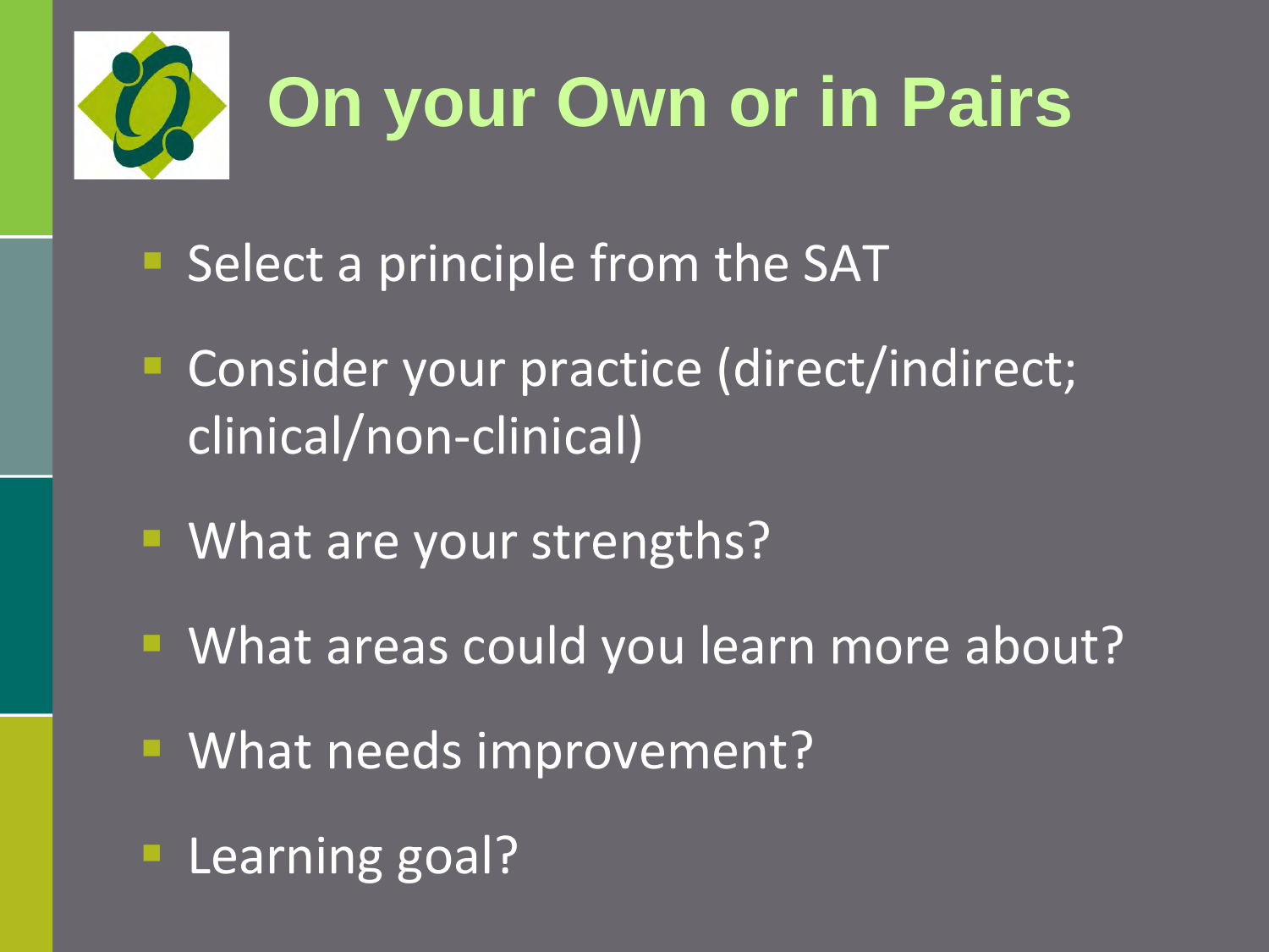# On your Own or in Pairs

- Select a principle from the SAT
- Consider your practice (direct/indirect; clinical/non-clinical)
- What are your strengths?
- What areas could you learn more about?
- What needs improvement?
- Learning goal?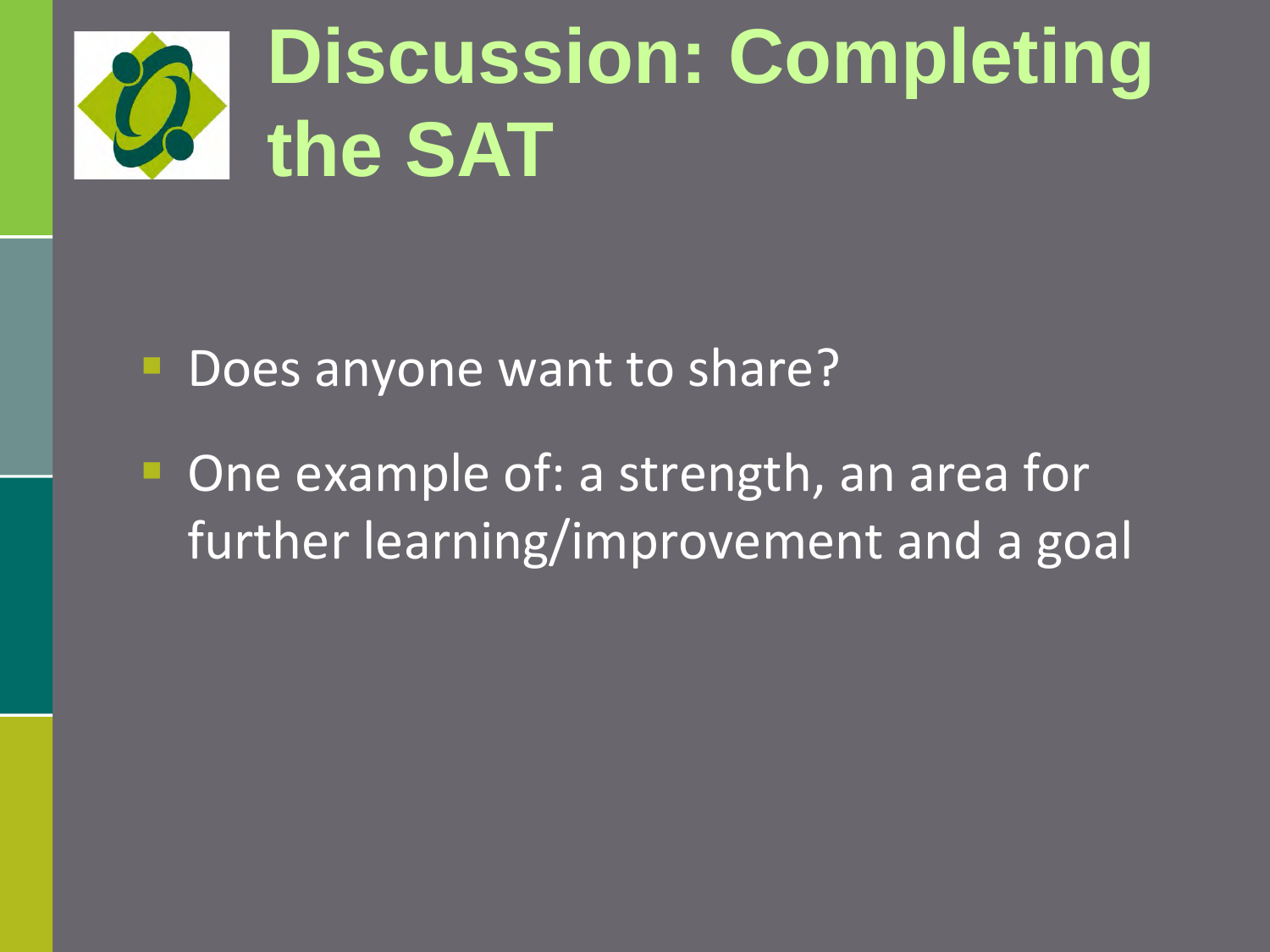# Discussion: Completing the SAT

- Does anyone want to share?
- One example of: a strength, an area for further learning/improvement and a goal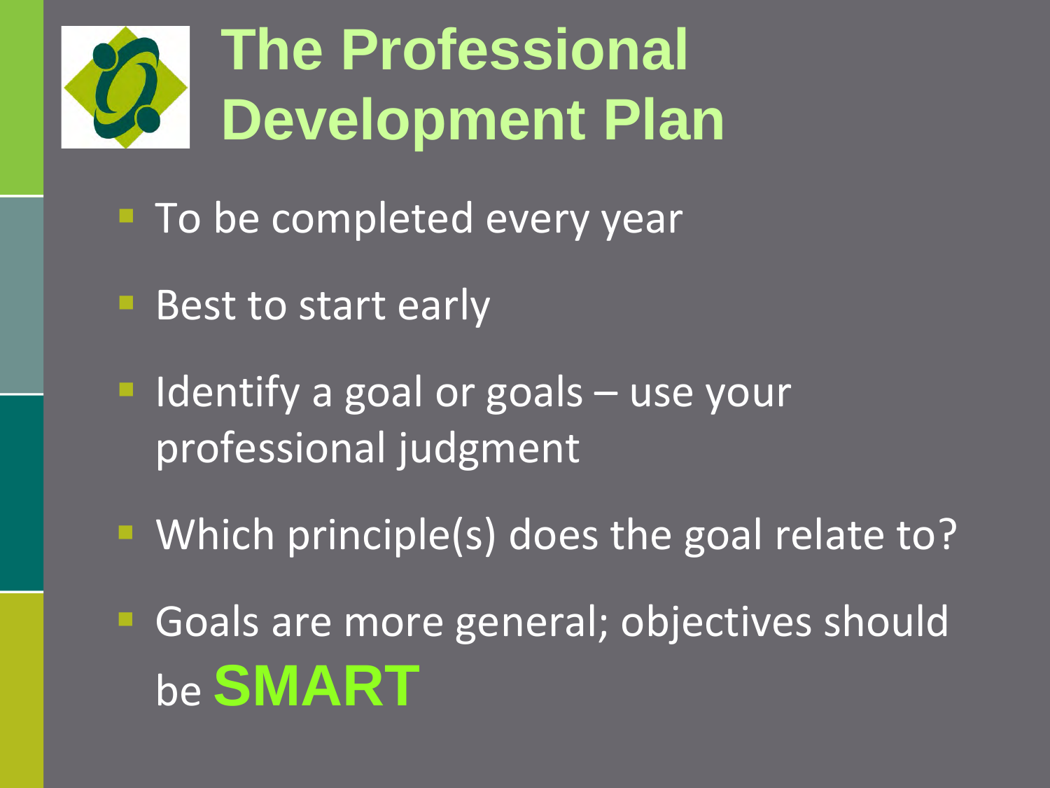# The Professional Development Plan

- To be completed every year
- Best to start early
- Identify a goal or goals – use your professional judgment
- Which principle(s) does the goal relate to?
- Goals are more general; objectives should be **SMART**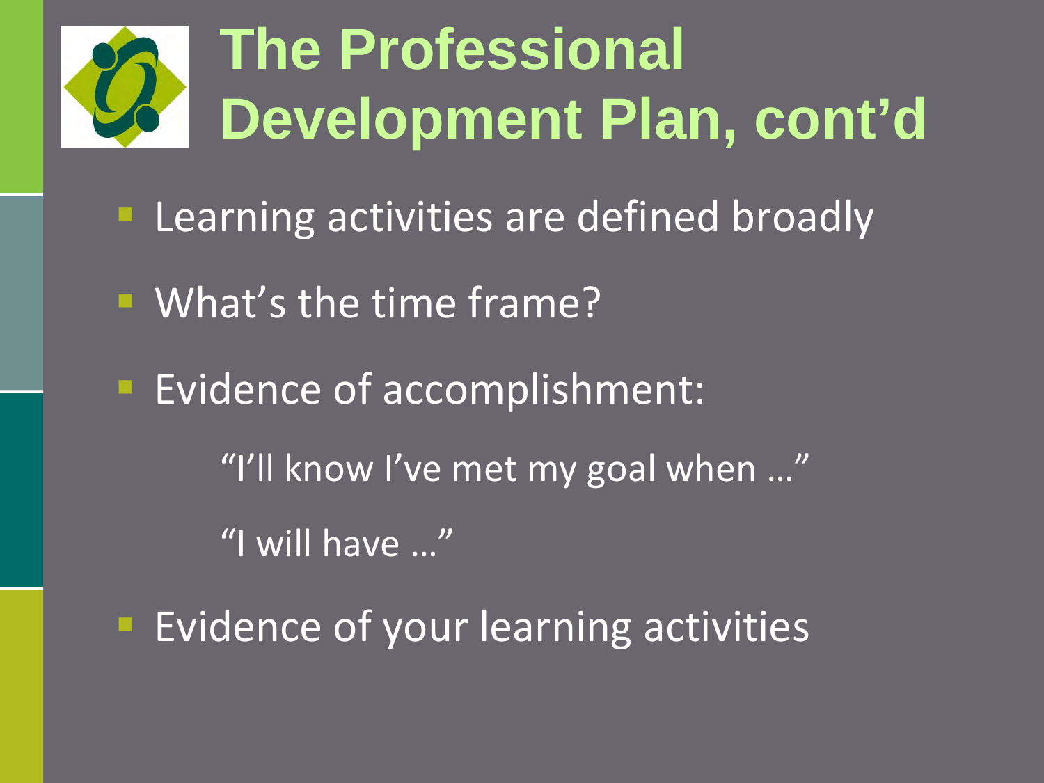# The Professional Development Plan, cont'd

- Learning activities are defined broadly
- What's the time frame?
- Evidence of accomplishment:
  - "I'll know I've met my goal when …"
  - "I will have …"
- Evidence of your learning activities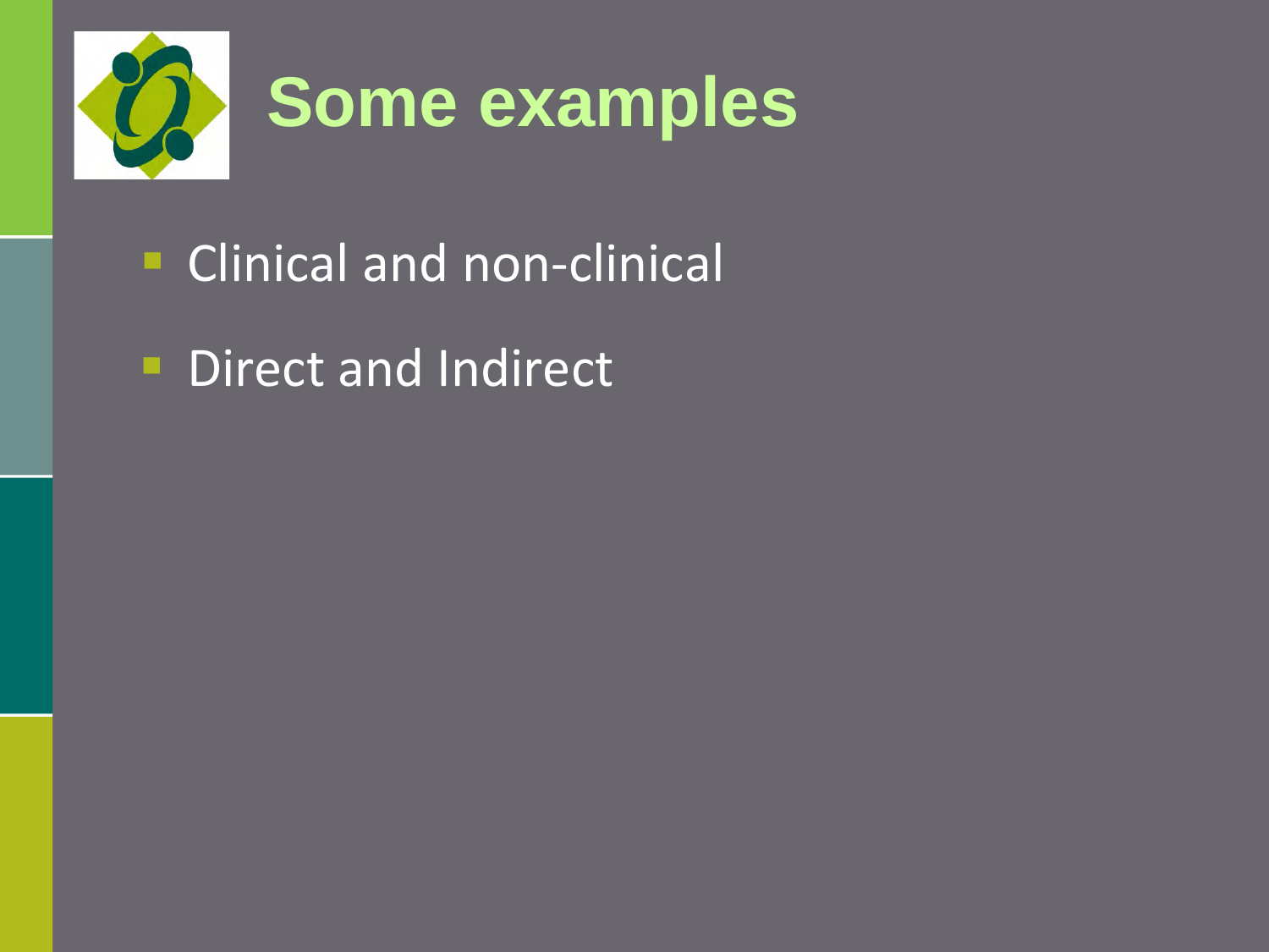# Some examples

- Clinical and non-clinical
- Direct and Indirect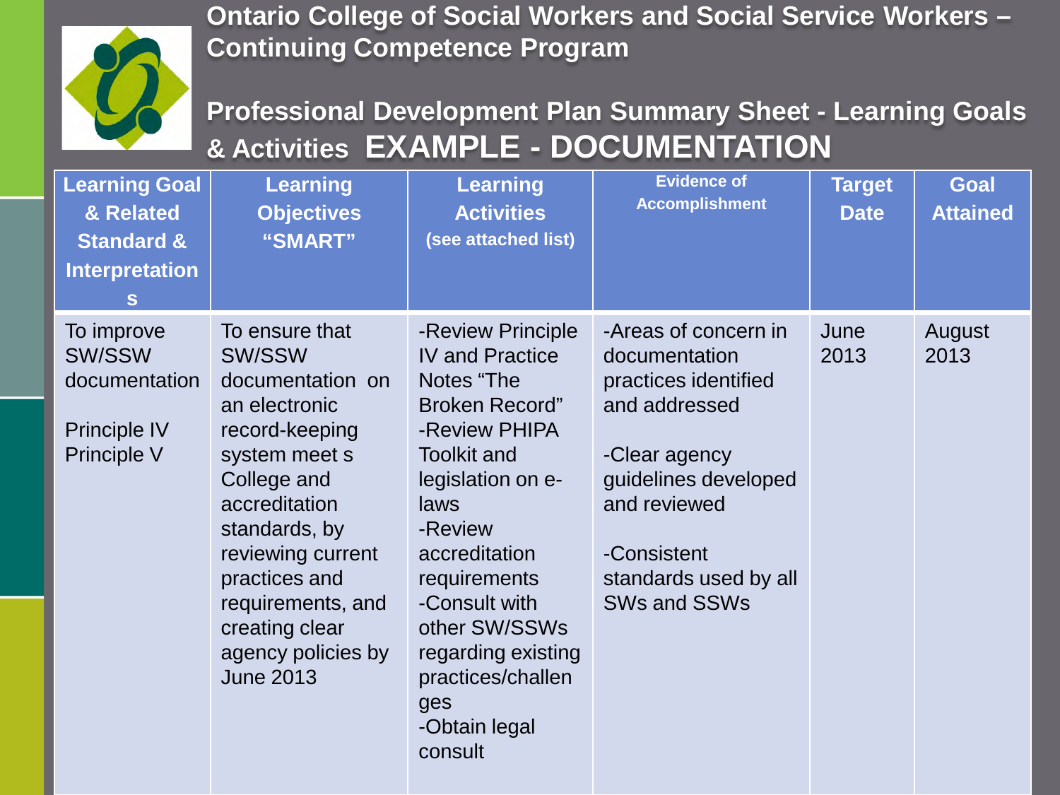# Ontario College of Social Workers and Social Service Workers – Continuing Competence Program

## Professional Development Plan Summary Sheet - Learning Goals & Activities EXAMPLE - DOCUMENTATION

| Learning Goal & Related Standard & Interpretations | Learning Objectives "SMART" | Learning Activities (see attached list) | Evidence of Accomplishment | Target Date | Goal Attained |
| --- | --- | --- | --- | --- | --- |
| To improve SW/SSW documentation<br><br>Principle IV<br>Principle V | To ensure that SW/SSW documentation on an electronic record-keeping system meet s College and accreditation standards, by reviewing current practices and requirements, and creating clear agency policies by June 2013 | -Review Principle IV and Practice Notes "The Broken Record"<br>-Review PHIPA Toolkit and legislation on e-laws<br>-Review accreditation requirements<br>-Consult with other SW/SSWs regarding existing practices/challenges<br>-Obtain legal consult | -Areas of concern in documentation practices identified and addressed<br><br>-Clear agency guidelines developed and reviewed<br><br>-Consistent standards used by all SWs and SSWs | June 2013 | August 2013 |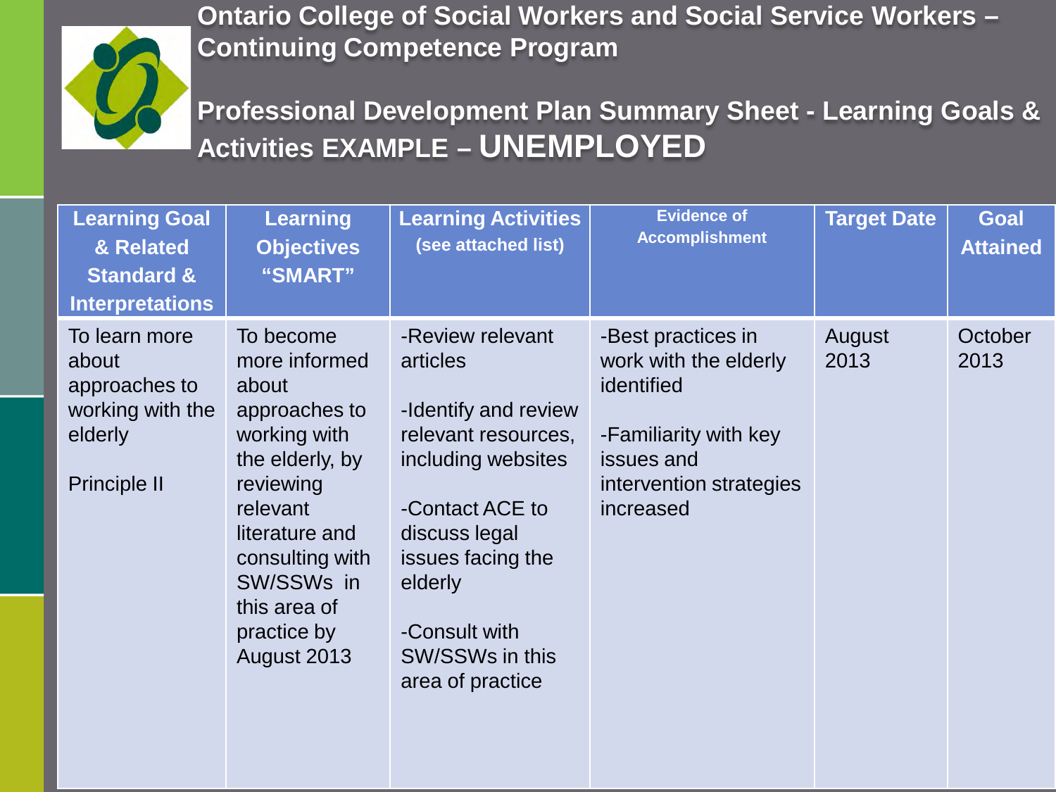# Ontario College of Social Workers and Social Service Workers – Continuing Competence Program

## Professional Development Plan Summary Sheet - Learning Goals & Activities EXAMPLE – UNEMPLOYED

| Learning Goal & Related Standard & Interpretations | Learning Objectives "SMART" | Learning Activities (see attached list) | Evidence of Accomplishment | Target Date | Goal Attained |
|---|---|---|---|---|---|
| To learn more about approaches to working with the elderly<br><br>Principle II | To become more informed about approaches to working with the elderly, by reviewing relevant literature and consulting with SW/SSWs in this area of practice by August 2013 | -Review relevant articles<br><br>-Identify and review relevant resources, including websites<br><br>-Contact ACE to discuss legal issues facing the elderly<br><br>-Consult with SW/SSWs in this area of practice | -Best practices in work with the elderly identified<br><br>-Familiarity with key issues and intervention strategies increased | August 2013 | October 2013 |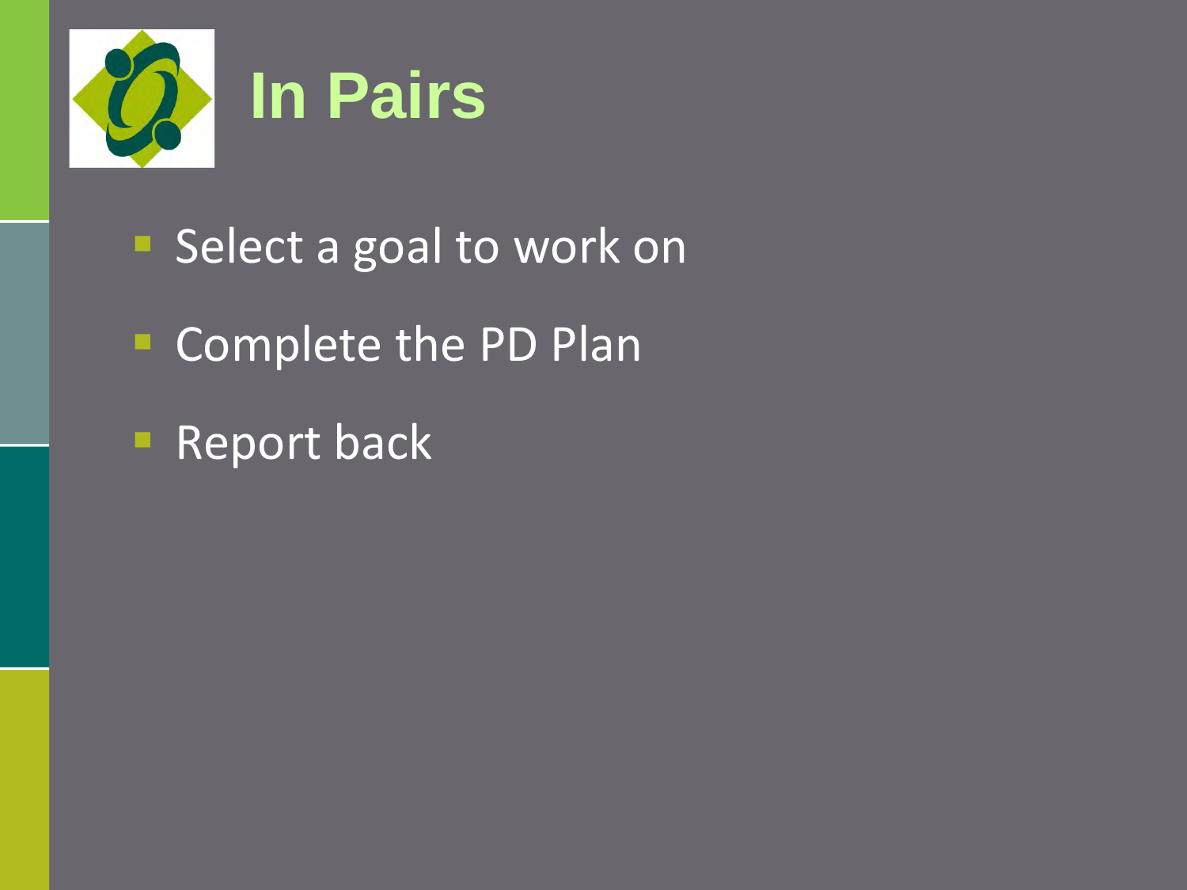# In Pairs

- Select a goal to work on
- Complete the PD Plan
- Report back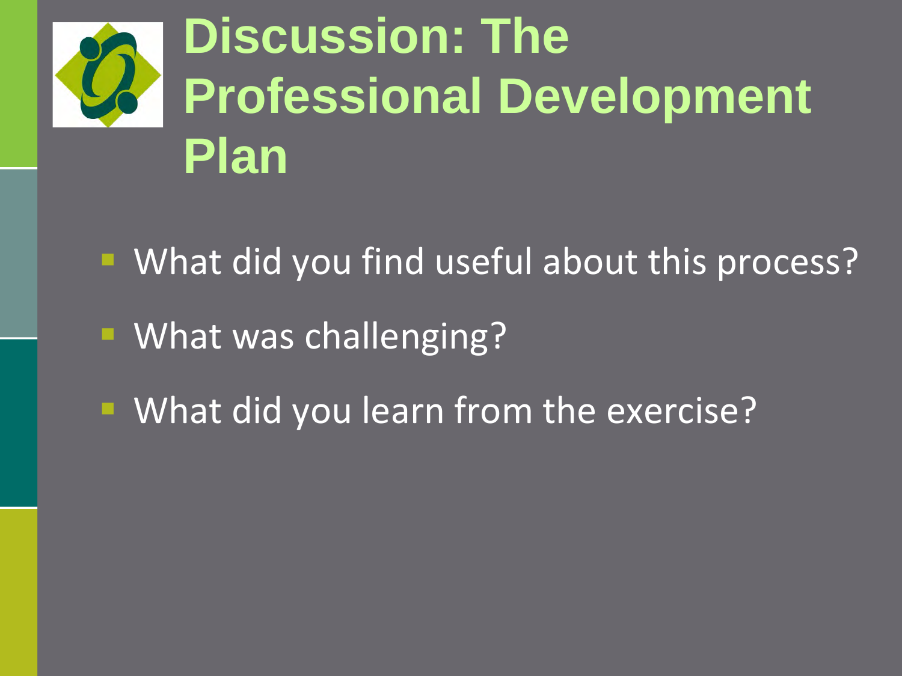# Discussion: The Professional Development Plan

- What did you find useful about this process?
- What was challenging?
- What did you learn from the exercise?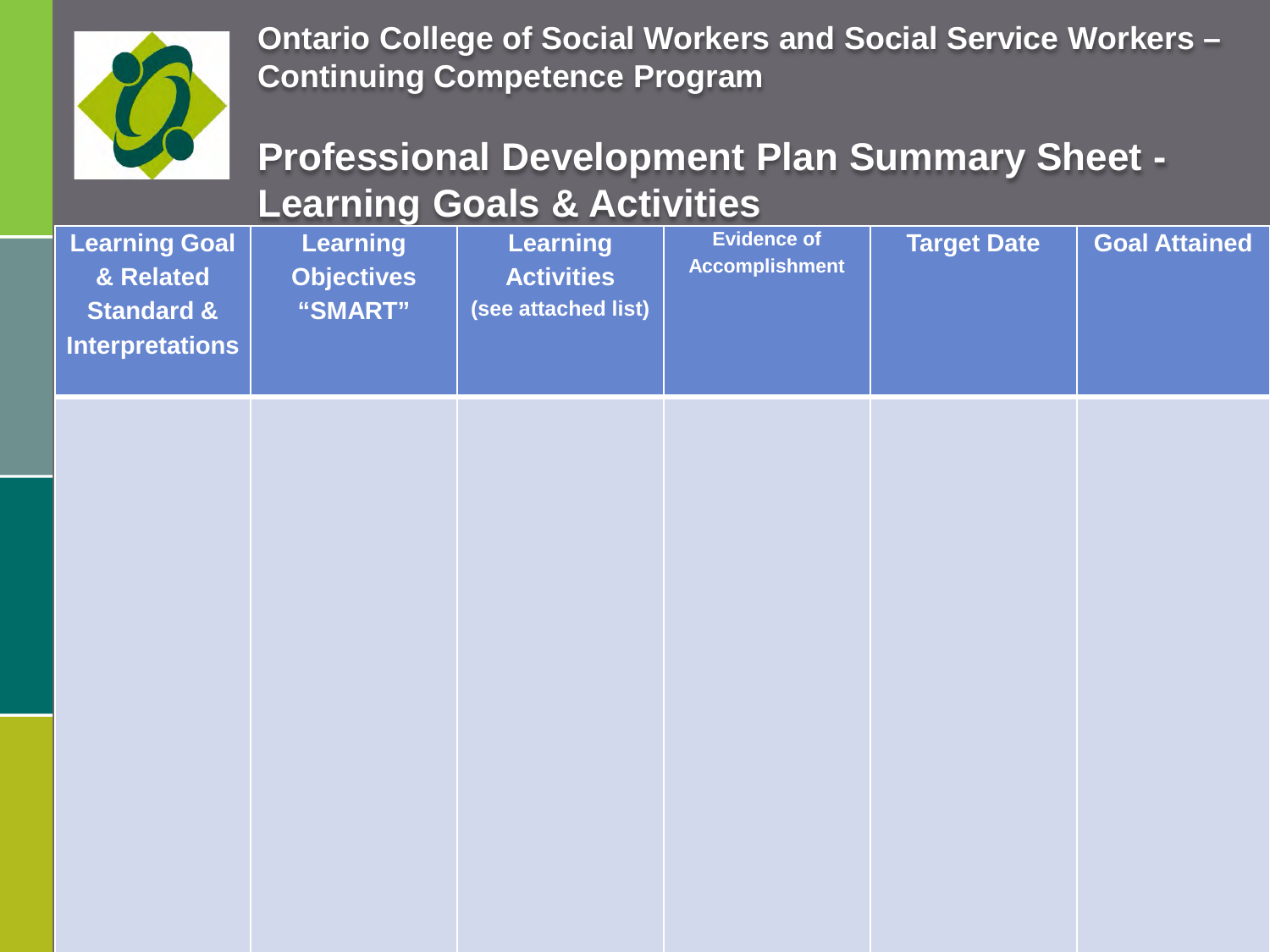**Ontario College of Social Workers and Social Service Workers – Continuing Competence Program**

# Professional Development Plan Summary Sheet - Learning Goals & Activities

| Learning Goal & Related Standard & Interpretations | Learning Objectives "SMART" | Learning Activities (see attached list) | Evidence of Accomplishment | Target Date | Goal Attained |
|---|---|---|---|---|---|
| | | | | | |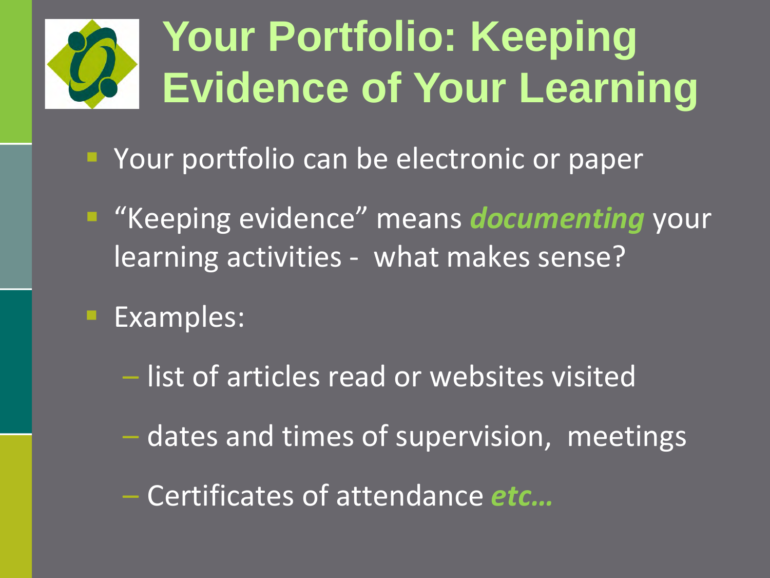# Your Portfolio: Keeping Evidence of Your Learning

- Your portfolio can be electronic or paper
- "Keeping evidence" means ***documenting*** your learning activities - what makes sense?
- Examples:
  - list of articles read or websites visited
  - dates and times of supervision, meetings
  - Certificates of attendance ***etc…***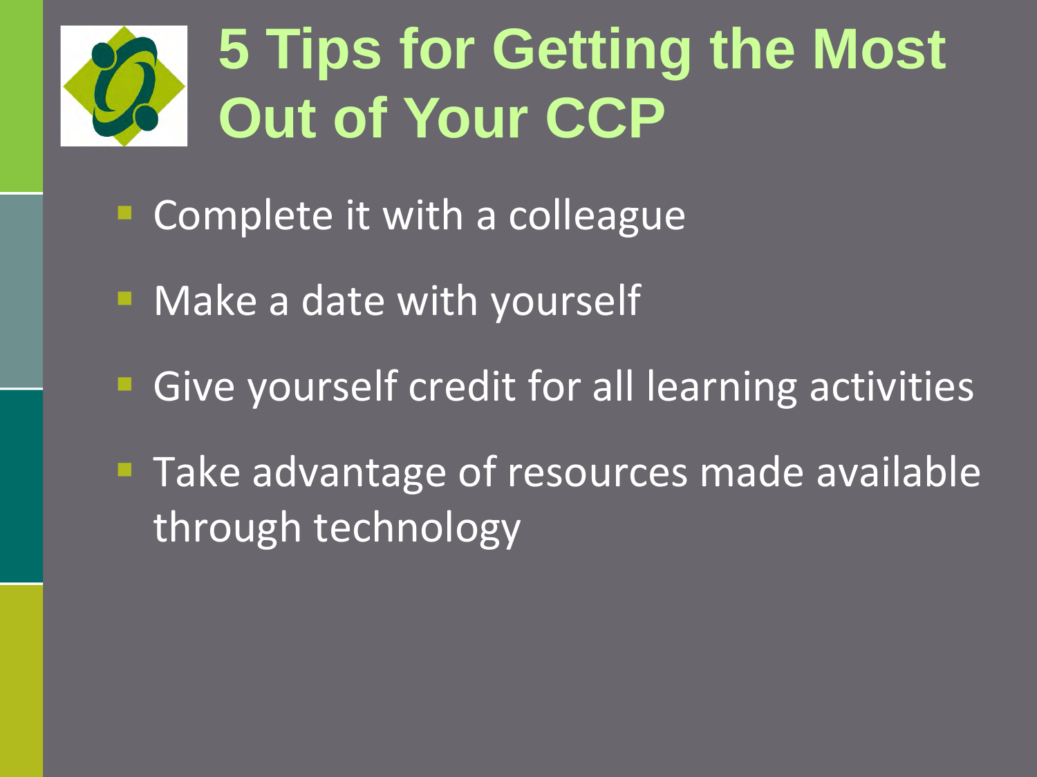# 5 Tips for Getting the Most Out of Your CCP

- Complete it with a colleague
- Make a date with yourself
- Give yourself credit for all learning activities
- Take advantage of resources made available through technology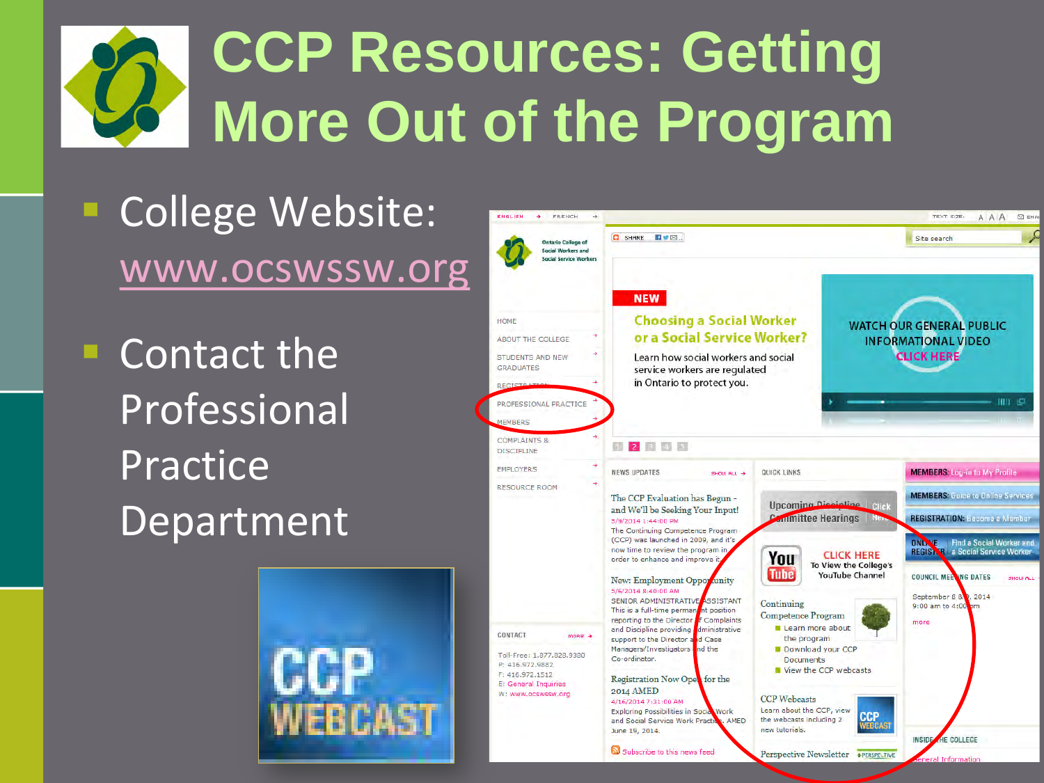# CCP Resources: Getting More Out of the Program

- College Website: www.ocswssw.org
- Contact the Professional Practice Department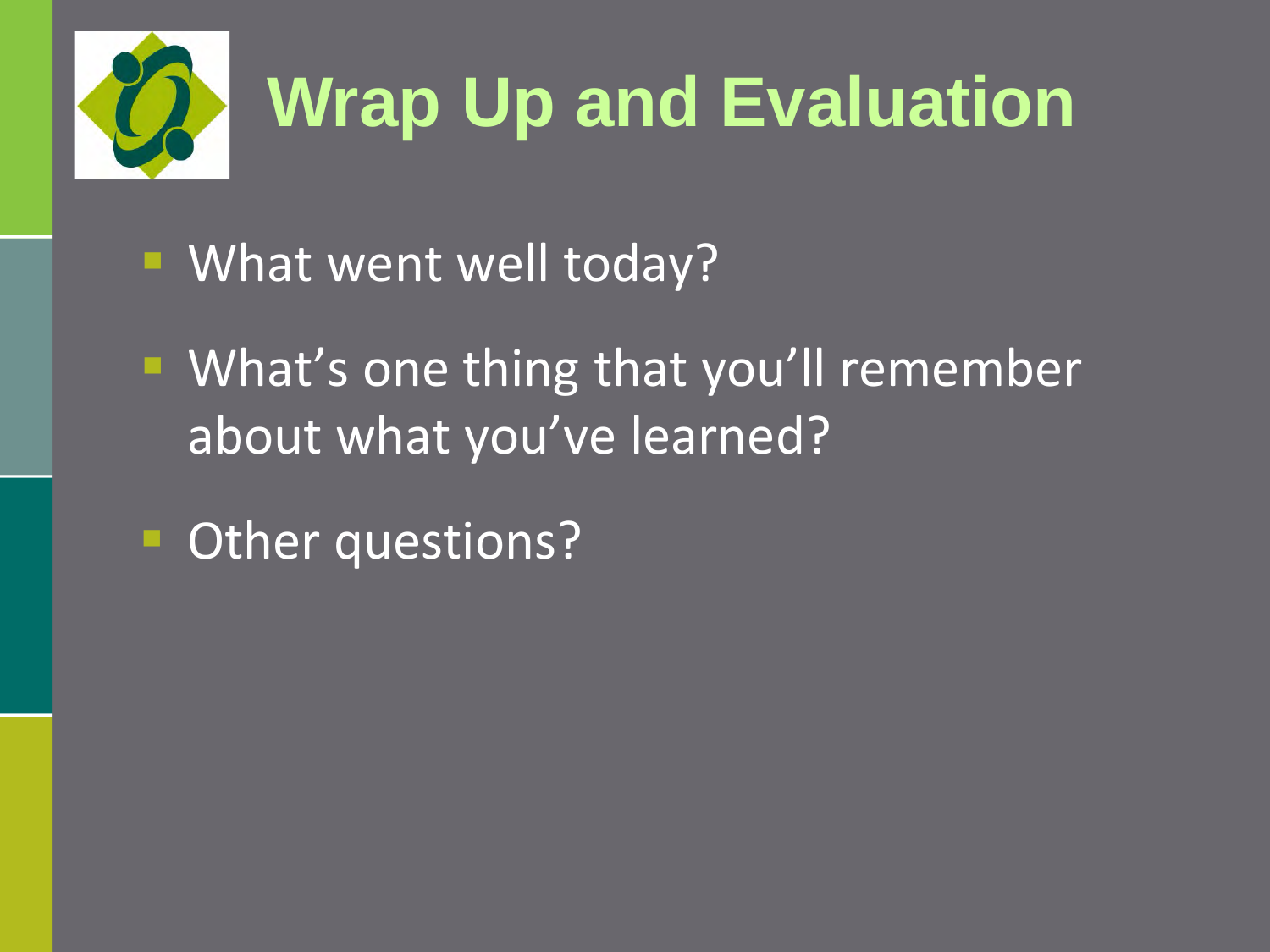# Wrap Up and Evaluation

- What went well today?
- What's one thing that you'll remember about what you've learned?
- Other questions?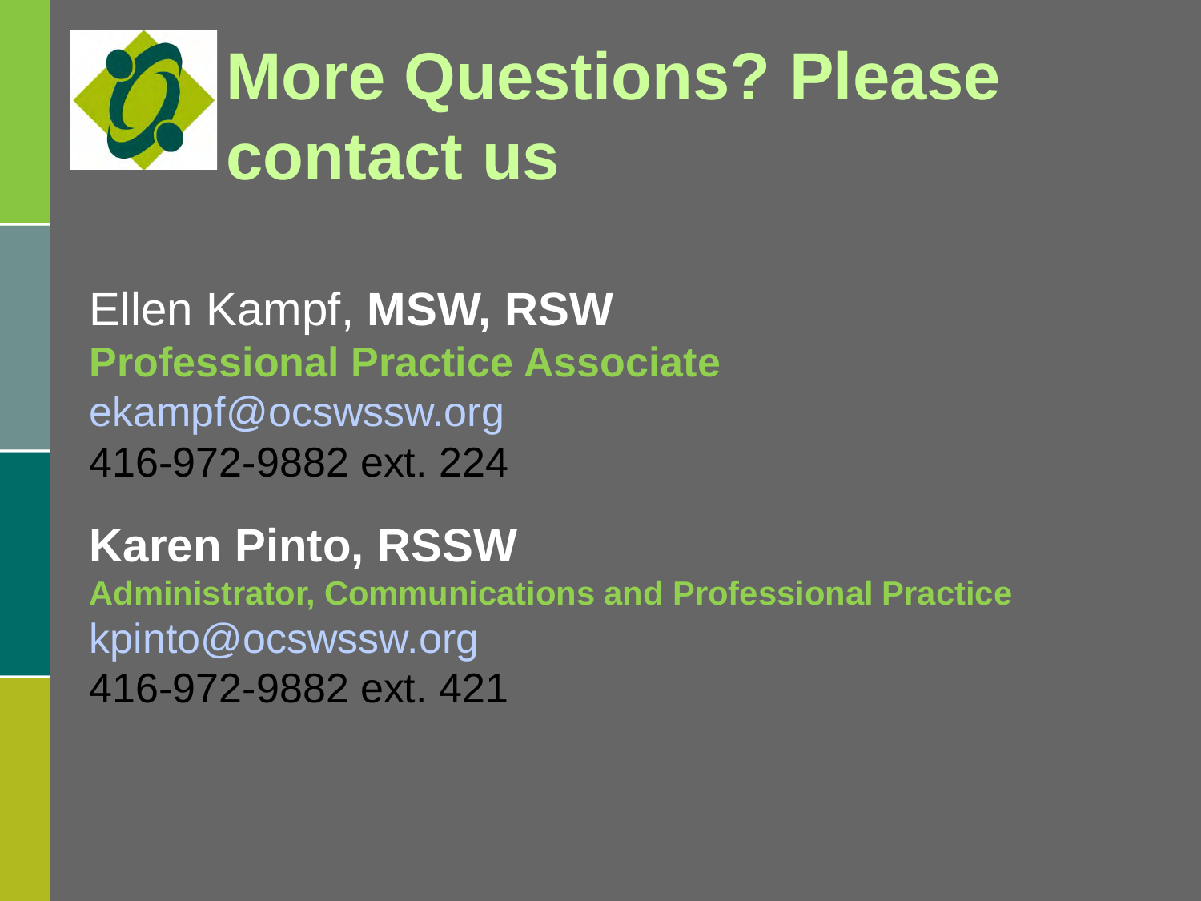# More Questions? Please contact us

Ellen Kampf, **MSW, RSW**
**Professional Practice Associate**
ekampf@ocswssw.org
416-972-9882 ext. 224

**Karen Pinto, RSSW**
**Administrator, Communications and Professional Practice**
kpinto@ocswssw.org
416-972-9882 ext. 421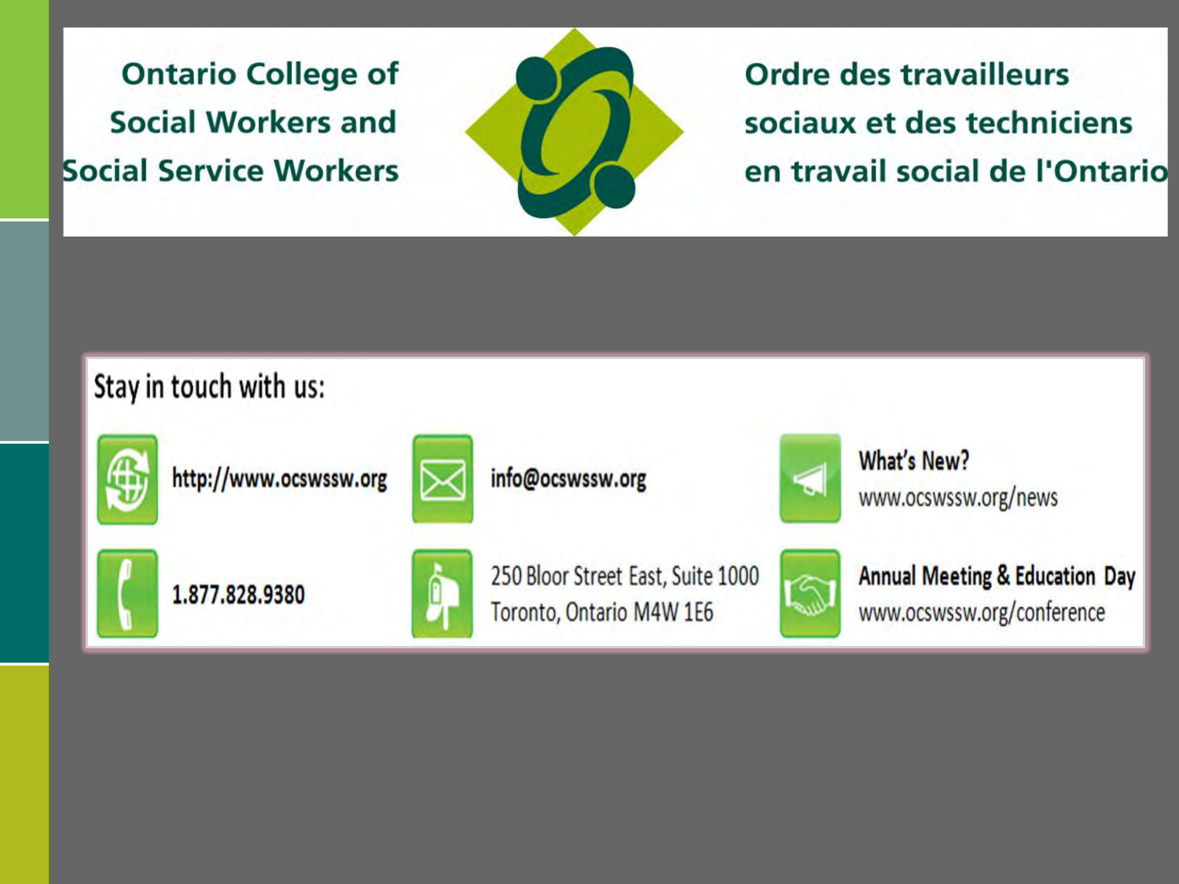Ontario College of Social Workers and Social Service Workers

Ordre des travailleurs sociaux et des techniciens en travail social de l'Ontario

**Stay in touch with us:**

**http://www.ocswssw.org**

**info@ocswssw.org**

**What's New?**
www.ocswssw.org/news

**1.877.828.9380**

250 Bloor Street East, Suite 1000
Toronto, Ontario M4W 1E6

**Annual Meeting & Education Day**
www.ocswssw.org/conference